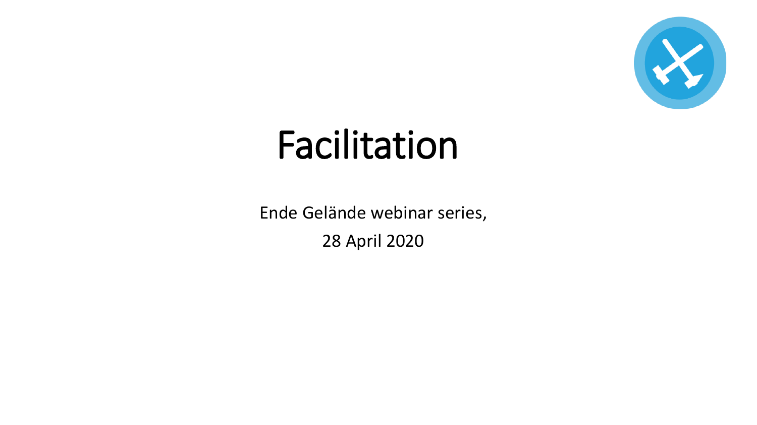# Facilitation

Ende Gelände webinar series,

28 April 2020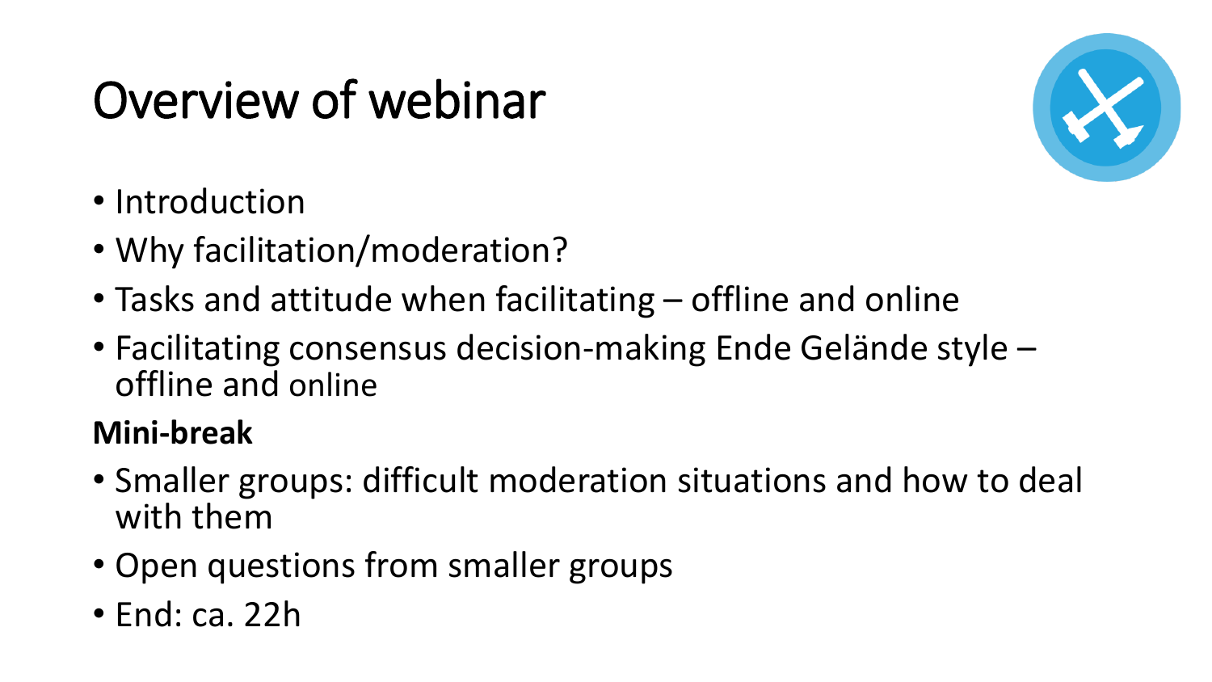# Overview of webinar

- Introduction
- Why facilitation/moderation?
- Tasks and attitude when facilitating – offline and online
- Facilitating consensus decision-making Ende Gelände style – offline and online

**Mini-break**

- Smaller groups: difficult moderation situations and how to deal with them
- Open questions from smaller groups
- End: ca. 22h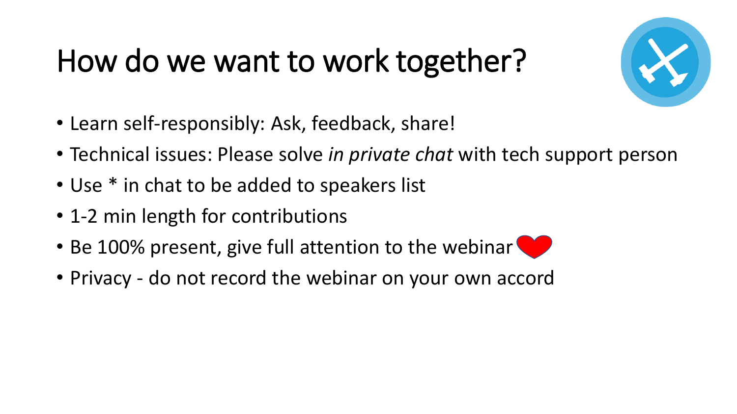# How do we want to work together?

- Learn self-responsibly: Ask, feedback, share!
- Technical issues: Please solve *in private chat* with tech support person
- Use * in chat to be added to speakers list
- 1-2 min length for contributions
- Be 100% present, give full attention to the webinar
- Privacy - do not record the webinar on your own accord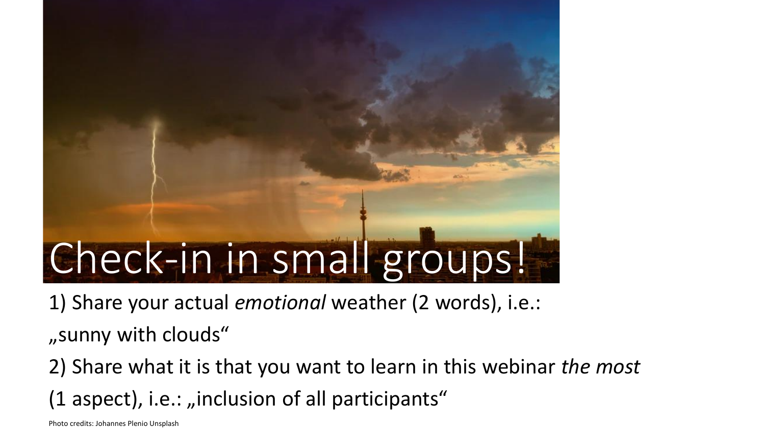# Check-in in small groups!

1) Share your actual *emotional* weather (2 words), i.e.:
„sunny with clouds"

2) Share what it is that you want to learn in this webinar *the most*
(1 aspect), i.e.: „inclusion of all participants"

Photo credits: Johannes Plenio Unsplash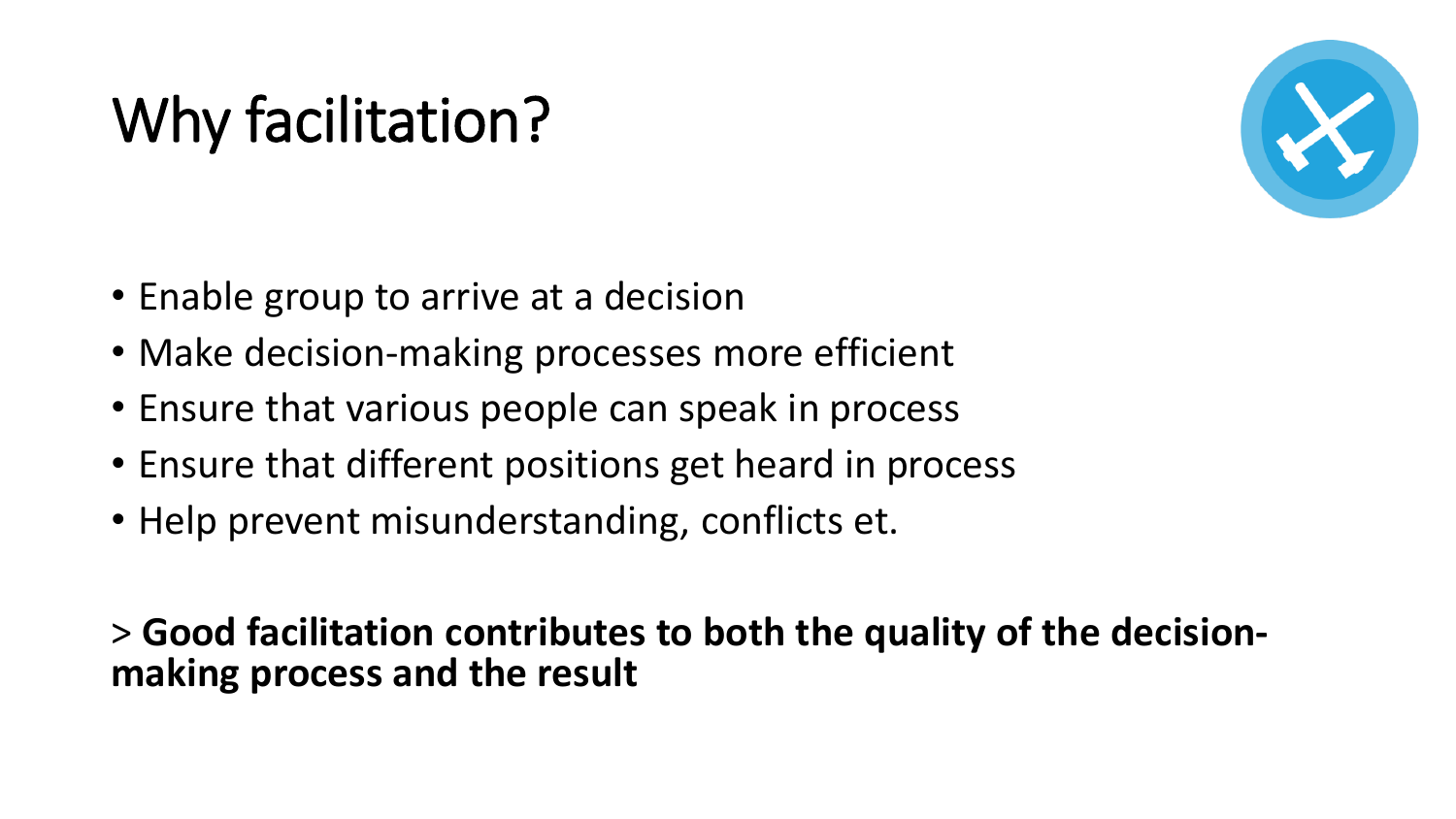# Why facilitation?

- Enable group to arrive at a decision
- Make decision-making processes more efficient
- Ensure that various people can speak in process
- Ensure that different positions get heard in process
- Help prevent misunderstanding, conflicts et.

> **Good facilitation contributes to both the quality of the decision-making process and the result**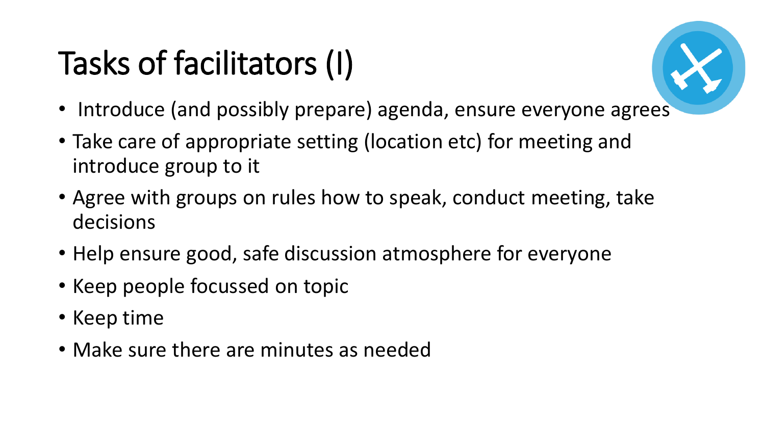# Tasks of facilitators (I)

- Introduce (and possibly prepare) agenda, ensure everyone agrees
- Take care of appropriate setting (location etc) for meeting and introduce group to it
- Agree with groups on rules how to speak, conduct meeting, take decisions
- Help ensure good, safe discussion atmosphere for everyone
- Keep people focussed on topic
- Keep time
- Make sure there are minutes as needed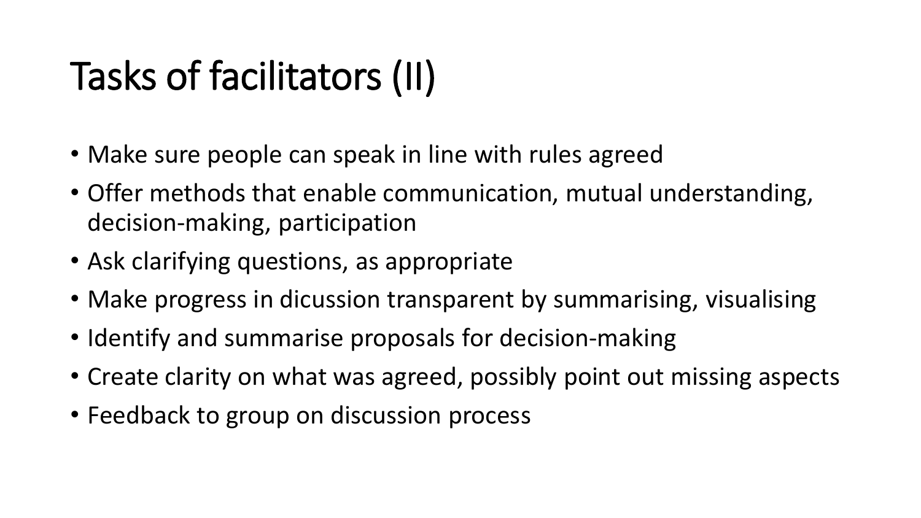# Tasks of facilitators (II)

- Make sure people can speak in line with rules agreed
- Offer methods that enable communication, mutual understanding, decision-making, participation
- Ask clarifying questions, as appropriate
- Make progress in dicussion transparent by summarising, visualising
- Identify and summarise proposals for decision-making
- Create clarity on what was agreed, possibly point out missing aspects
- Feedback to group on discussion process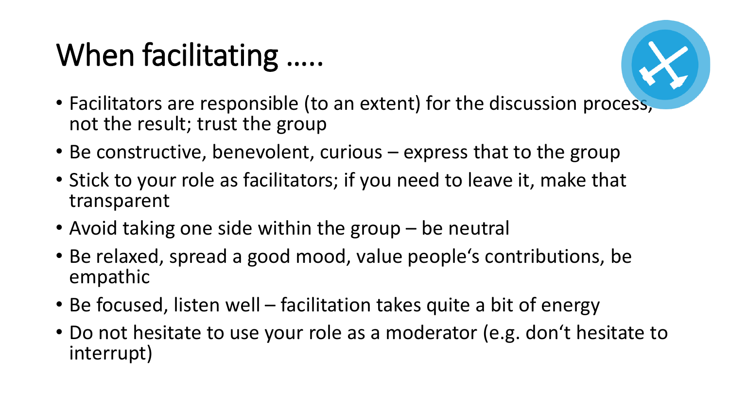# When facilitating .....

- Facilitators are responsible (to an extent) for the discussion process, not the result; trust the group
- Be constructive, benevolent, curious – express that to the group
- Stick to your role as facilitators; if you need to leave it, make that transparent
- Avoid taking one side within the group – be neutral
- Be relaxed, spread a good mood, value people‘s contributions, be empathic
- Be focused, listen well – facilitation takes quite a bit of energy
- Do not hesitate to use your role as a moderator (e.g. don‘t hesitate to interrupt)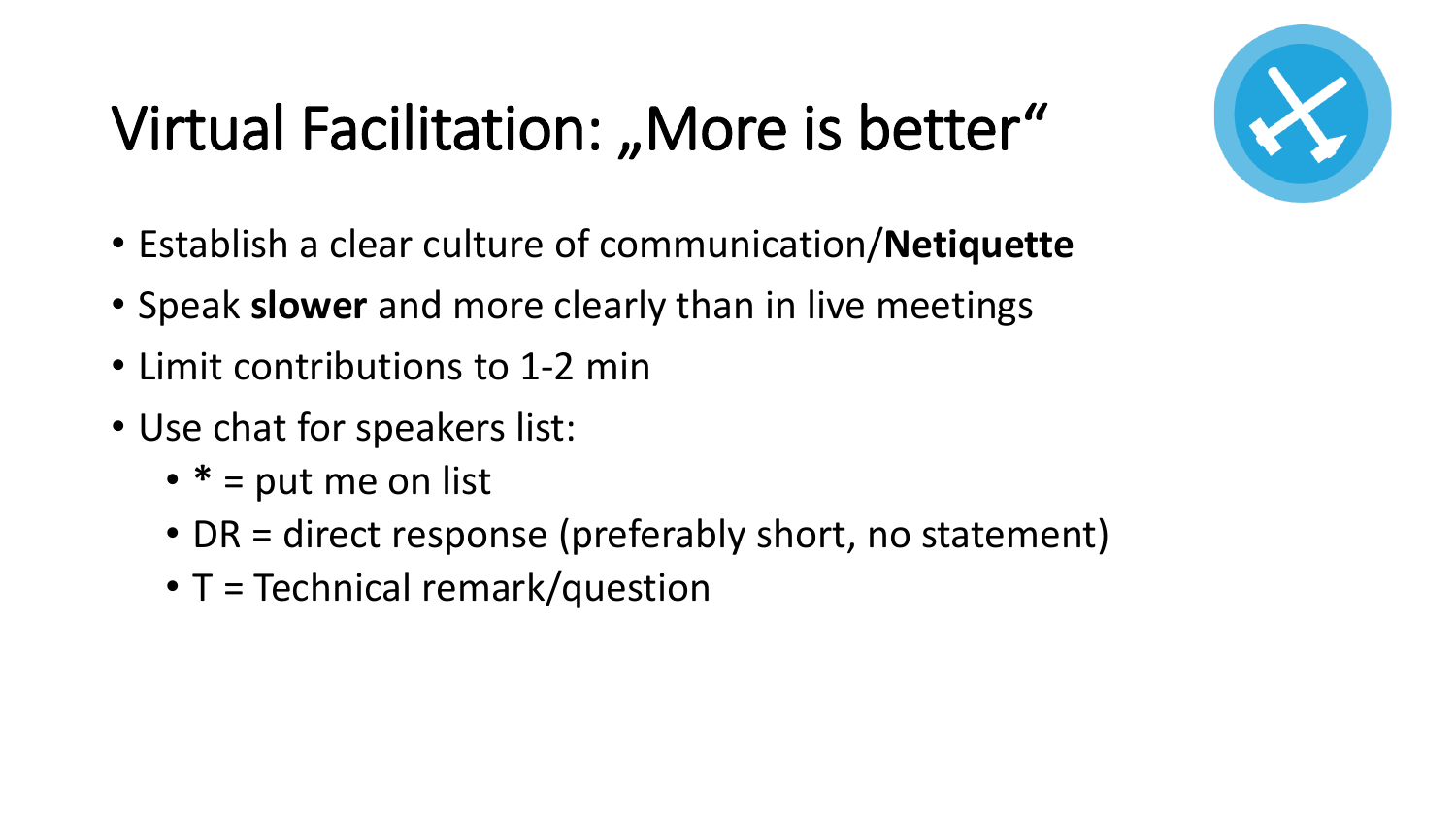# Virtual Facilitation: „More is better“

- Establish a clear culture of communication/**Netiquette**
- Speak **slower** and more clearly than in live meetings
- Limit contributions to 1-2 min
- Use chat for speakers list:
  - **\*** = put me on list
  - DR = direct response (preferably short, no statement)
  - T = Technical remark/question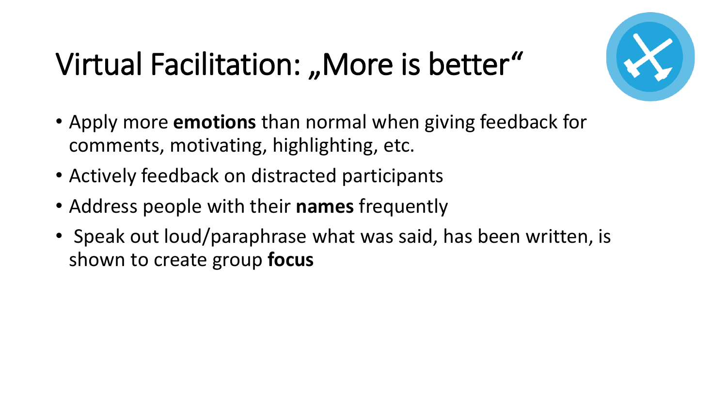# Virtual Facilitation: „More is better“

- Apply more **emotions** than normal when giving feedback for comments, motivating, highlighting, etc.
- Actively feedback on distracted participants
- Address people with their **names** frequently
- Speak out loud/paraphrase what was said, has been written, is shown to create group **focus**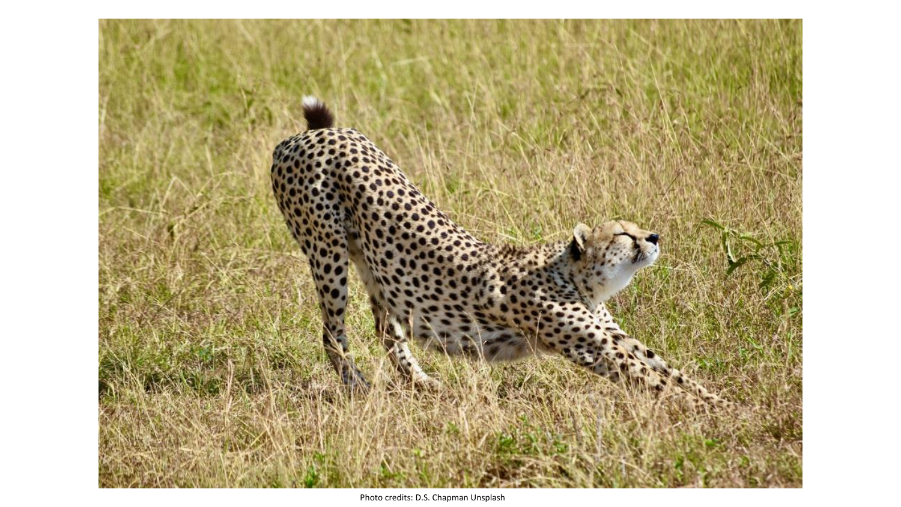Photo credits: D.S. Chapman Unsplash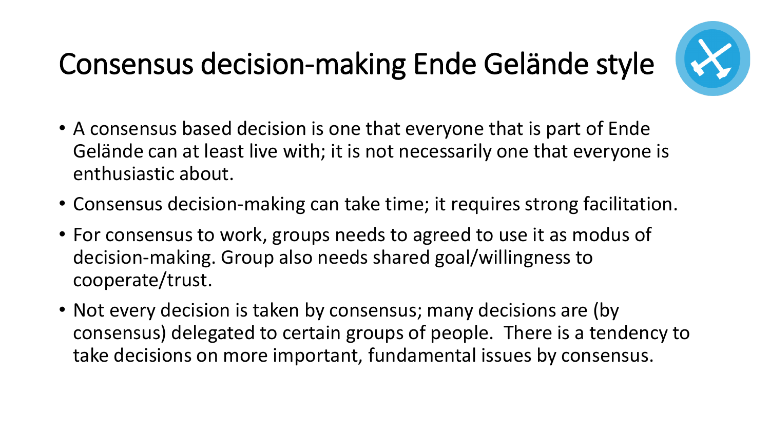# Consensus decision-making Ende Gelände style

- A consensus based decision is one that everyone that is part of Ende Gelände can at least live with; it is not necessarily one that everyone is enthusiastic about.
- Consensus decision-making can take time; it requires strong facilitation.
- For consensus to work, groups needs to agreed to use it as modus of decision-making. Group also needs shared goal/willingness to cooperate/trust.
- Not every decision is taken by consensus; many decisions are (by consensus) delegated to certain groups of people. There is a tendency to take decisions on more important, fundamental issues by consensus.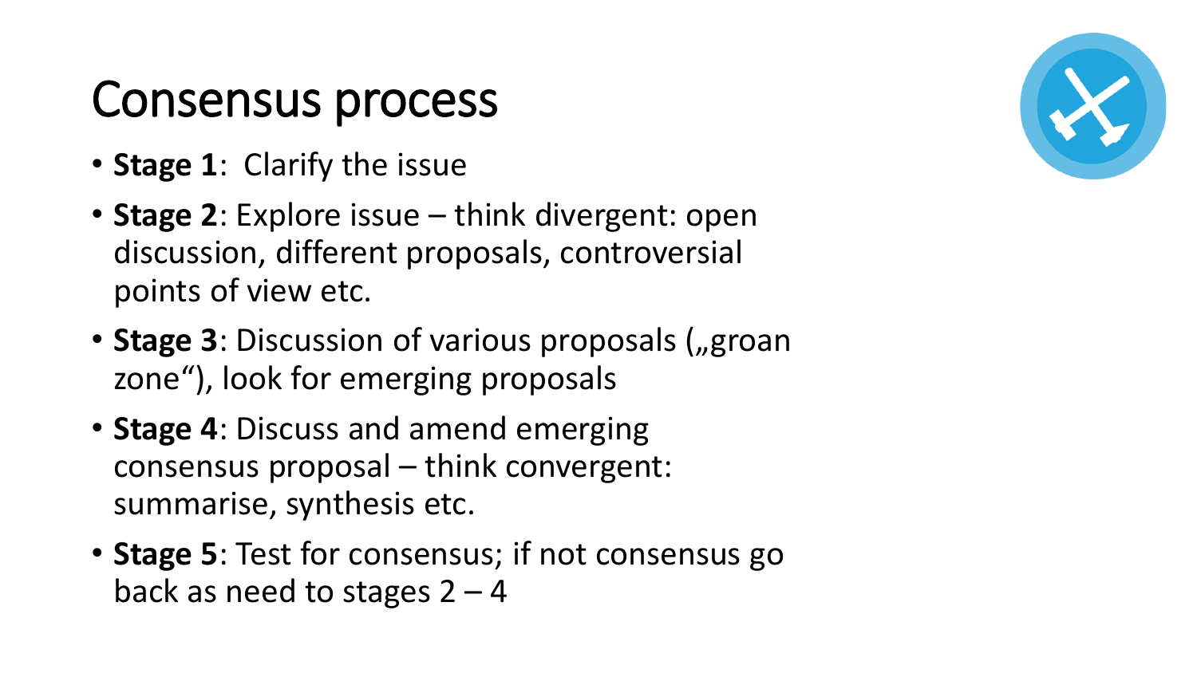# Consensus process

- **Stage 1**: Clarify the issue
- **Stage 2**: Explore issue – think divergent: open discussion, different proposals, controversial points of view etc.
- **Stage 3**: Discussion of various proposals („groan zone“), look for emerging proposals
- **Stage 4**: Discuss and amend emerging consensus proposal – think convergent: summarise, synthesis etc.
- **Stage 5**: Test for consensus; if not consensus go back as need to stages 2 – 4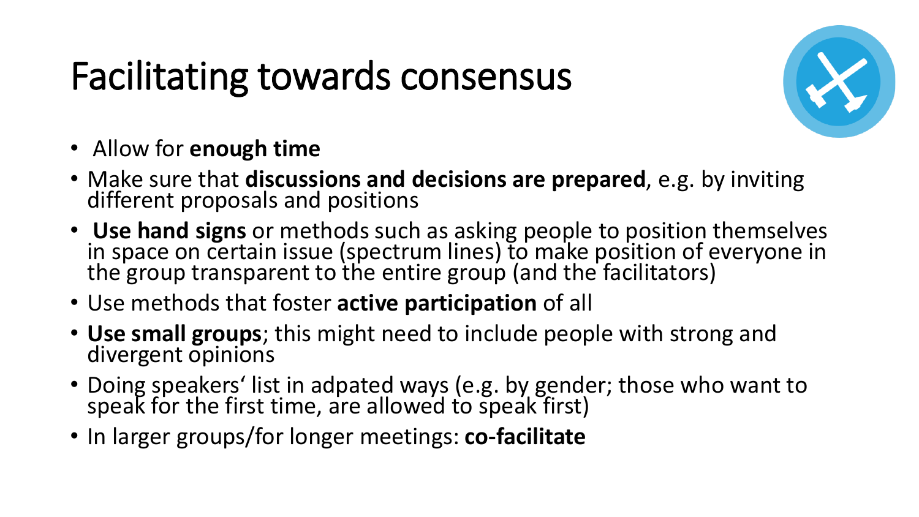# Facilitating towards consensus

- Allow for **enough time**
- Make sure that **discussions and decisions are prepared**, e.g. by inviting different proposals and positions
- **Use hand signs** or methods such as asking people to position themselves in space on certain issue (spectrum lines) to make position of everyone in the group transparent to the entire group (and the facilitators)
- Use methods that foster **active participation** of all
- **Use small groups**; this might need to include people with strong and divergent opinions
- Doing speakers' list in adpated ways (e.g. by gender; those who want to speak for the first time, are allowed to speak first)
- In larger groups/for longer meetings: **co-facilitate**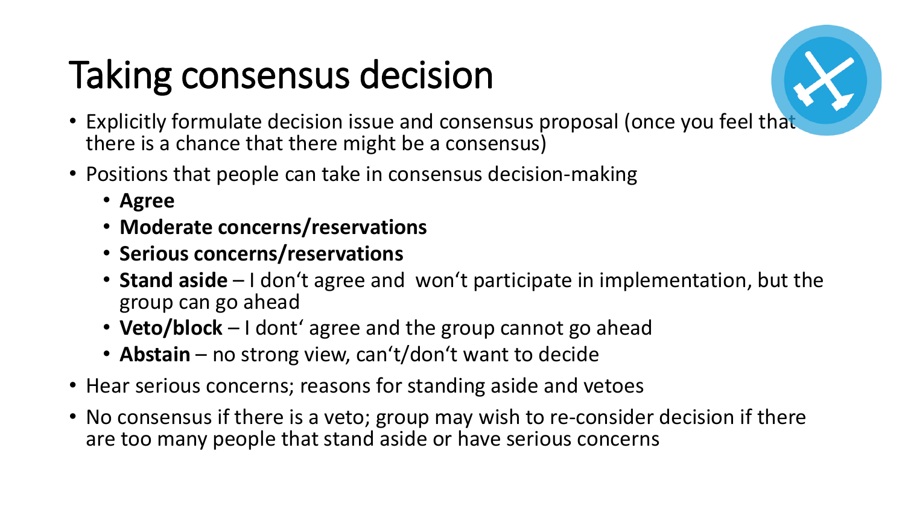# Taking consensus decision

- Explicitly formulate decision issue and consensus proposal (once you feel that there is a chance that there might be a consensus)
- Positions that people can take in consensus decision-making
  - **Agree**
  - **Moderate concerns/reservations**
  - **Serious concerns/reservations**
  - **Stand aside** – I don‘t agree and won‘t participate in implementation, but the group can go ahead
  - **Veto/block** – I dont‘ agree and the group cannot go ahead
  - **Abstain** – no strong view, can‘t/don‘t want to decide
- Hear serious concerns; reasons for standing aside and vetoes
- No consensus if there is a veto; group may wish to re-consider decision if there are too many people that stand aside or have serious concerns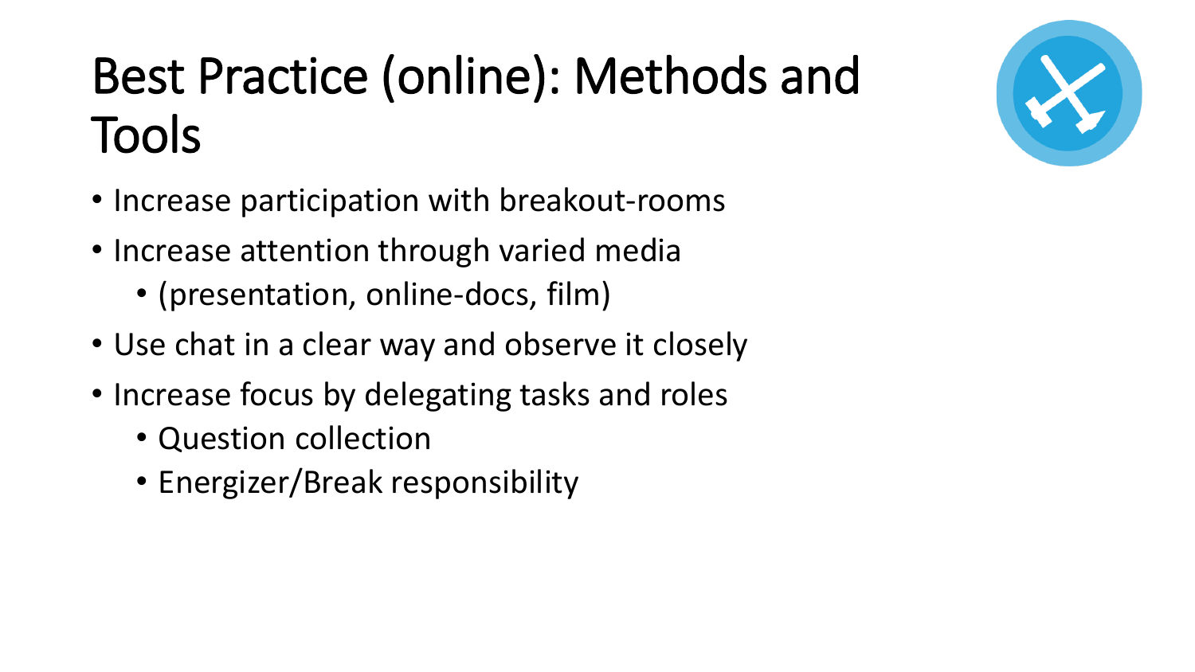# Best Practice (online): Methods and Tools

- Increase participation with breakout-rooms
- Increase attention through varied media
  - (presentation, online-docs, film)
- Use chat in a clear way and observe it closely
- Increase focus by delegating tasks and roles
  - Question collection
  - Energizer/Break responsibility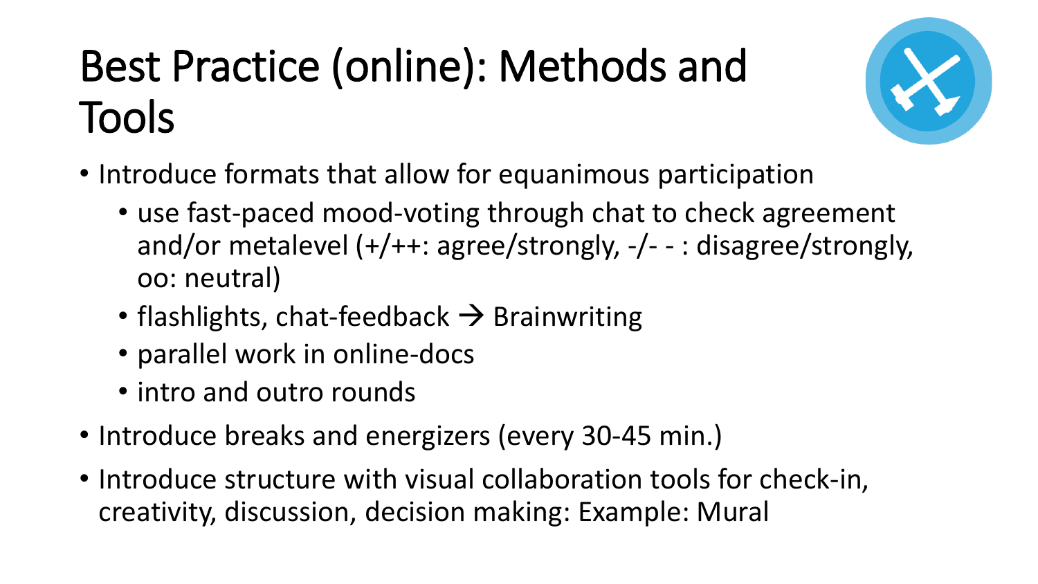# Best Practice (online): Methods and Tools

- Introduce formats that allow for equanimous participation
  - use fast-paced mood-voting through chat to check agreement and/or metalevel (+/++: agree/strongly, -/- - : disagree/strongly, oo: neutral)
  - flashlights, chat-feedback → Brainwriting
  - parallel work in online-docs
  - intro and outro rounds
- Introduce breaks and energizers (every 30-45 min.)
- Introduce structure with visual collaboration tools for check-in, creativity, discussion, decision making: Example: Mural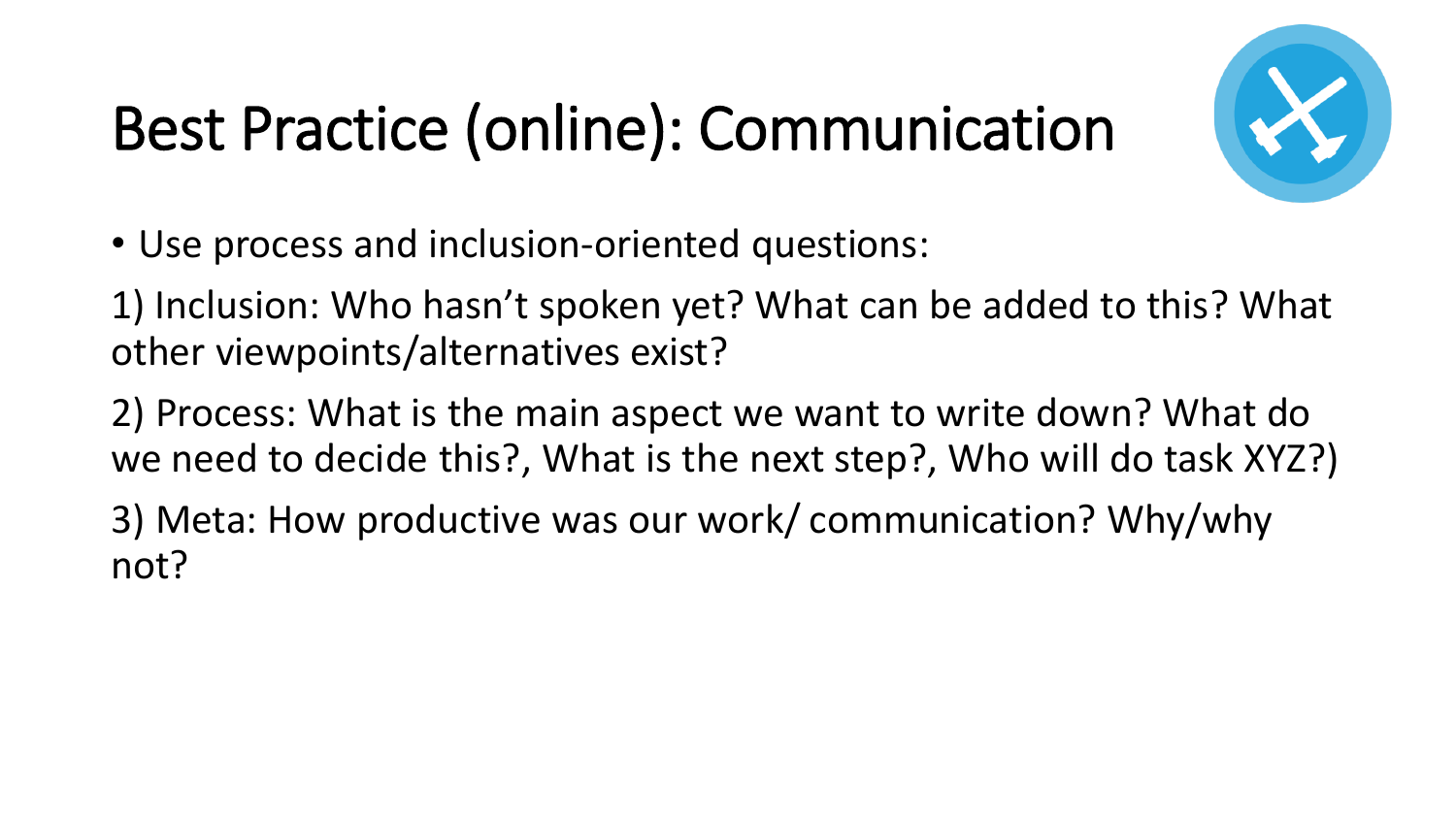# Best Practice (online): Communication

- Use process and inclusion-oriented questions:

1) Inclusion: Who hasn't spoken yet? What can be added to this? What other viewpoints/alternatives exist?

2) Process: What is the main aspect we want to write down? What do we need to decide this?, What is the next step?, Who will do task XYZ?)

3) Meta: How productive was our work/ communication? Why/why not?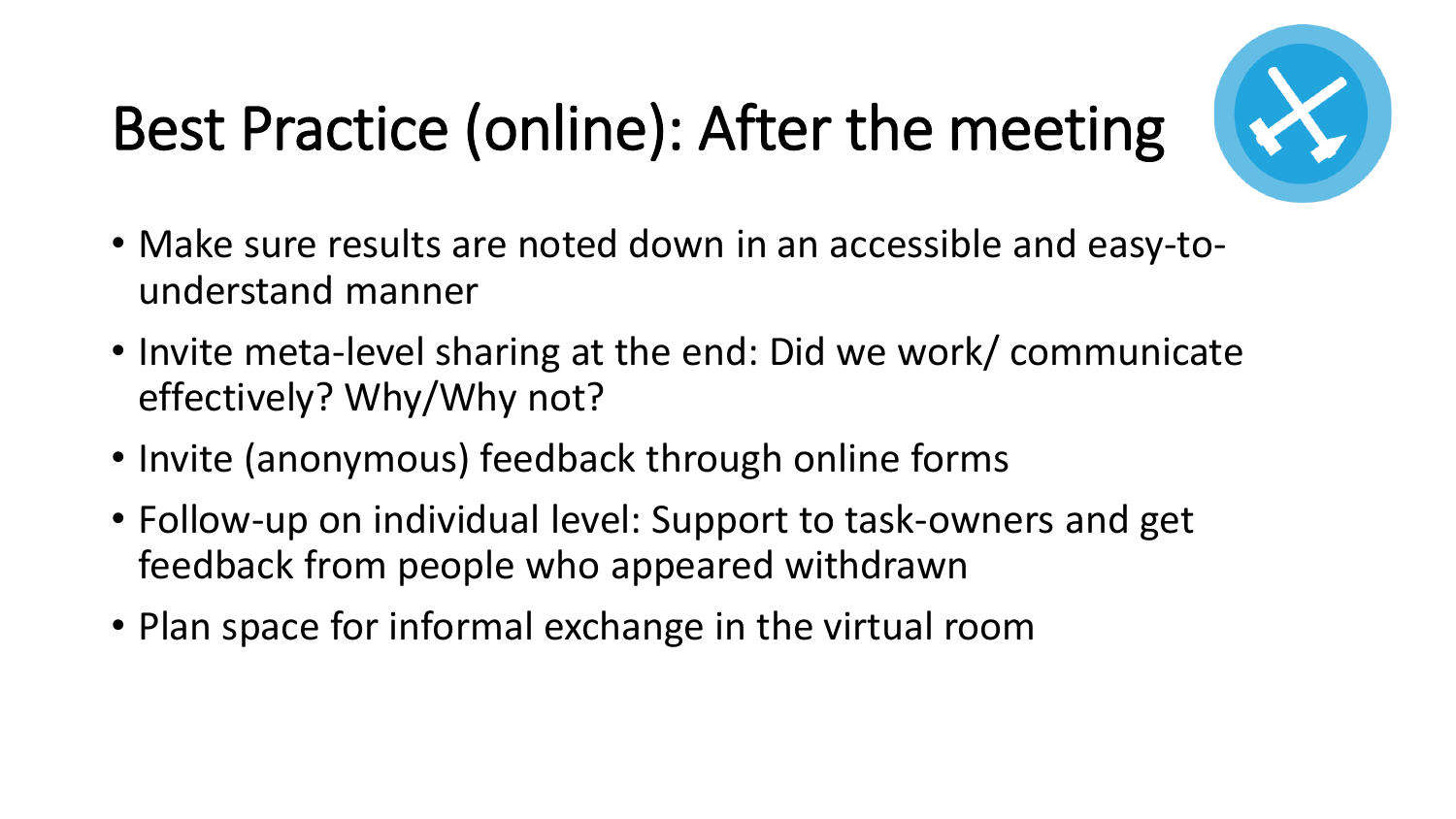# Best Practice (online): After the meeting

- Make sure results are noted down in an accessible and easy-to-understand manner
- Invite meta-level sharing at the end: Did we work/ communicate effectively? Why/Why not?
- Invite (anonymous) feedback through online forms
- Follow-up on individual level: Support to task-owners and get feedback from people who appeared withdrawn
- Plan space for informal exchange in the virtual room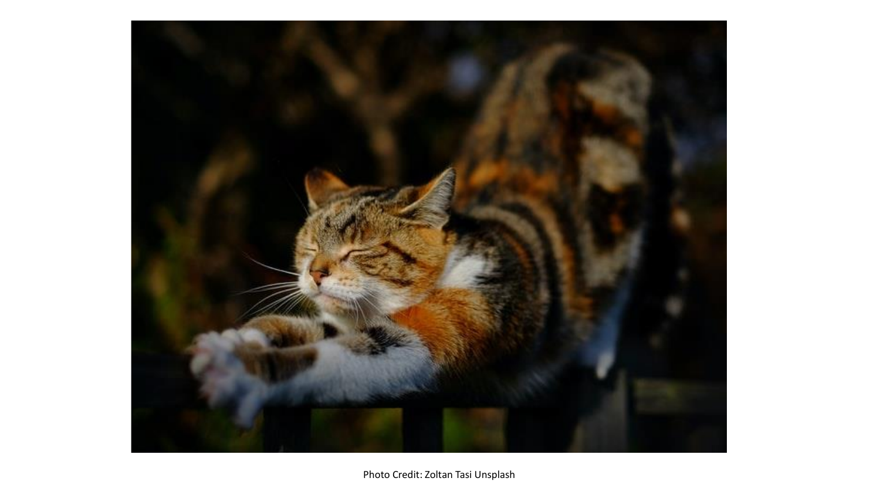Photo Credit: Zoltan Tasi Unsplash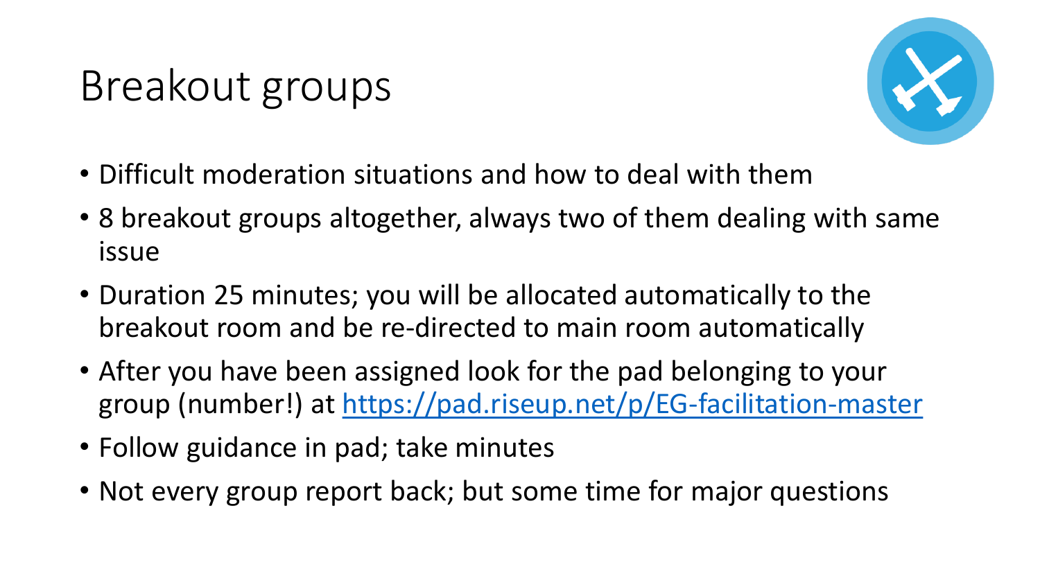# Breakout groups

- Difficult moderation situations and how to deal with them
- 8 breakout groups altogether, always two of them dealing with same issue
- Duration 25 minutes; you will be allocated automatically to the breakout room and be re-directed to main room automatically
- After you have been assigned look for the pad belonging to your group (number!) at https://pad.riseup.net/p/EG-facilitation-master
- Follow guidance in pad; take minutes
- Not every group report back; but some time for major questions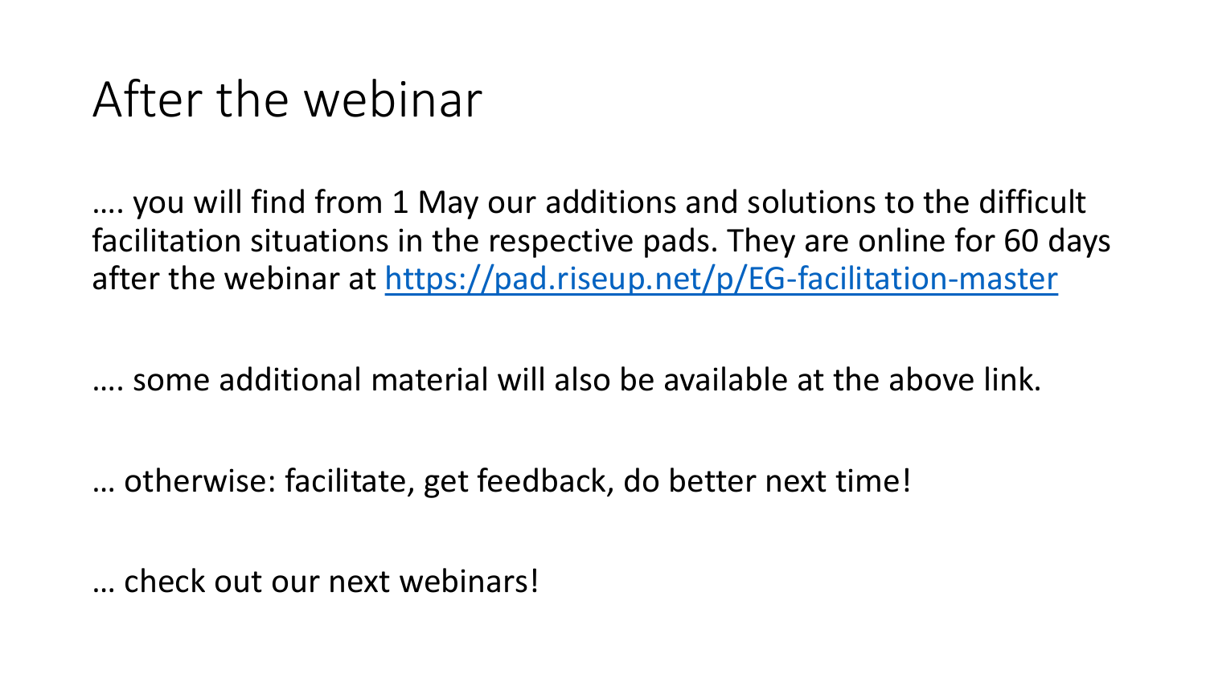# After the webinar

…. you will find from 1 May our additions and solutions to the difficult facilitation situations in the respective pads. They are online for 60 days after the webinar at [https://pad.riseup.net/p/EG-facilitation-master](https://pad.riseup.net/p/EG-facilitation-master)

…. some additional material will also be available at the above link.

… otherwise: facilitate, get feedback, do better next time!

… check out our next webinars!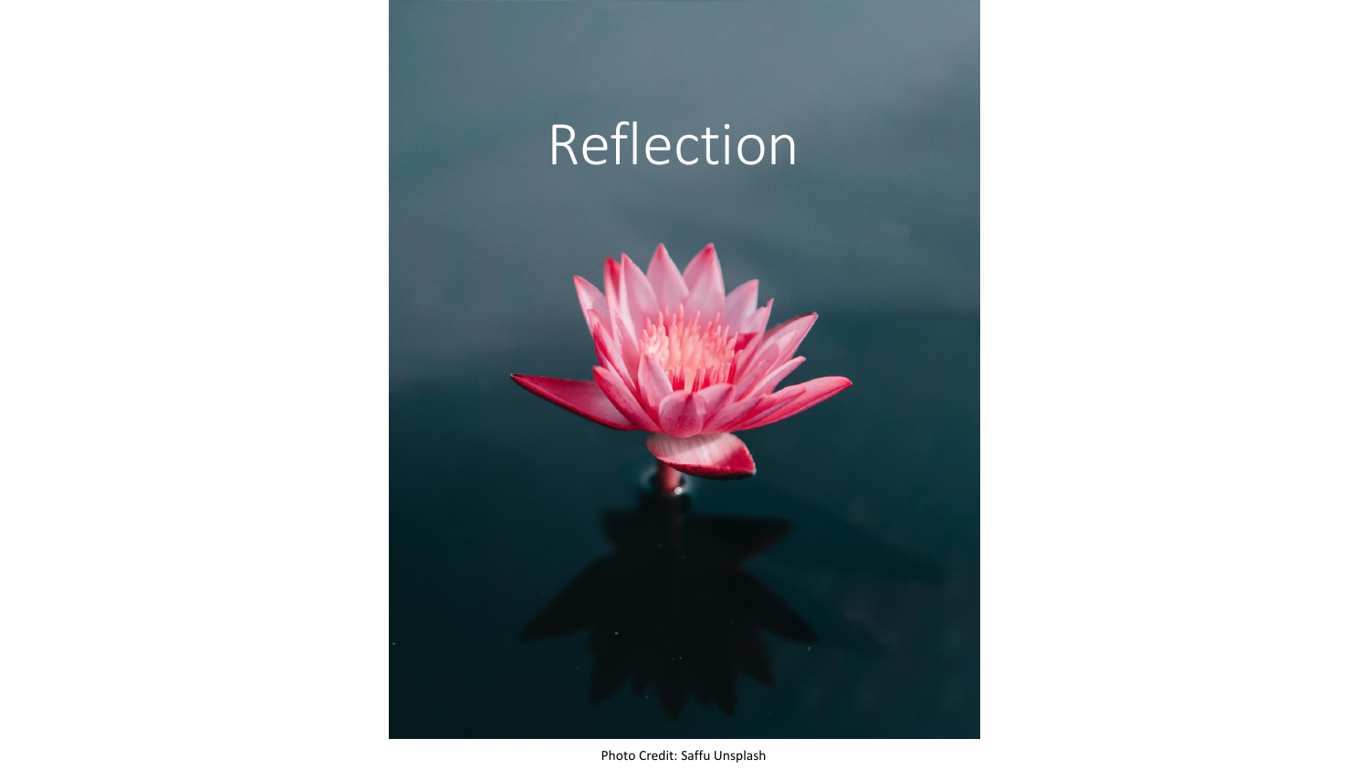# Reflection

Photo Credit: Saffu Unsplash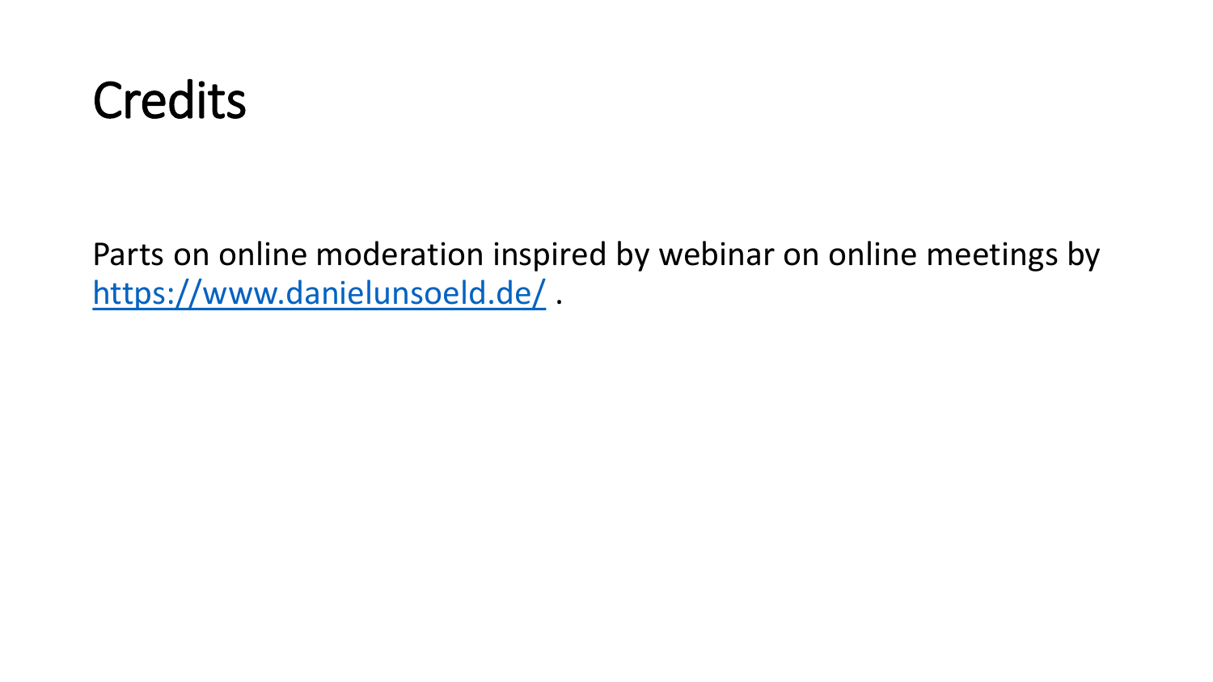# Credits

Parts on online moderation inspired by webinar on online meetings by https://www.danielunsoeld.de/ .